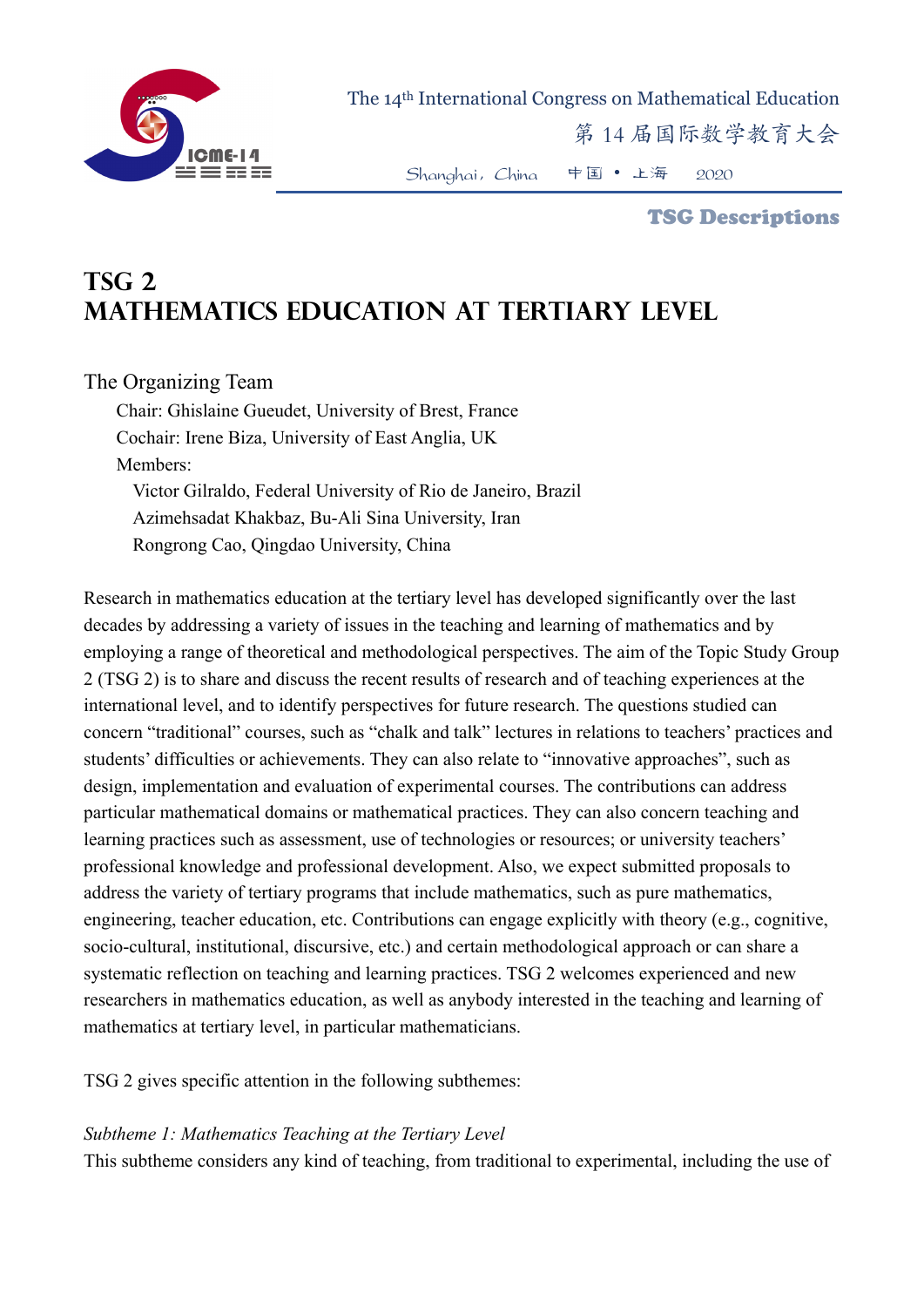# TSG 2
# MATHEMATICS EDUCATION AT TERTIARY LEVEL

The Organizing Team

Chair: Ghislaine Gueudet, University of Brest, France

Cochair: Irene Biza, University of East Anglia, UK

Members:

- Victor Gilraldo, Federal University of Rio de Janeiro, Brazil
- Azimehsadat Khakbaz, Bu-Ali Sina University, Iran
- Rongrong Cao, Qingdao University, China

Research in mathematics education at the tertiary level has developed significantly over the last decades by addressing a variety of issues in the teaching and learning of mathematics and by employing a range of theoretical and methodological perspectives. The aim of the Topic Study Group 2 (TSG 2) is to share and discuss the recent results of research and of teaching experiences at the international level, and to identify perspectives for future research. The questions studied can concern "traditional" courses, such as "chalk and talk" lectures in relations to teachers' practices and students' difficulties or achievements. They can also relate to "innovative approaches", such as design, implementation and evaluation of experimental courses. The contributions can address particular mathematical domains or mathematical practices. They can also concern teaching and learning practices such as assessment, use of technologies or resources; or university teachers' professional knowledge and professional development. Also, we expect submitted proposals to address the variety of tertiary programs that include mathematics, such as pure mathematics, engineering, teacher education, etc. Contributions can engage explicitly with theory (e.g., cognitive, socio-cultural, institutional, discursive, etc.) and certain methodological approach or can share a systematic reflection on teaching and learning practices. TSG 2 welcomes experienced and new researchers in mathematics education, as well as anybody interested in the teaching and learning of mathematics at tertiary level, in particular mathematicians.

TSG 2 gives specific attention in the following subthemes:

*Subtheme 1: Mathematics Teaching at the Tertiary Level*

This subtheme considers any kind of teaching, from traditional to experimental, including the use of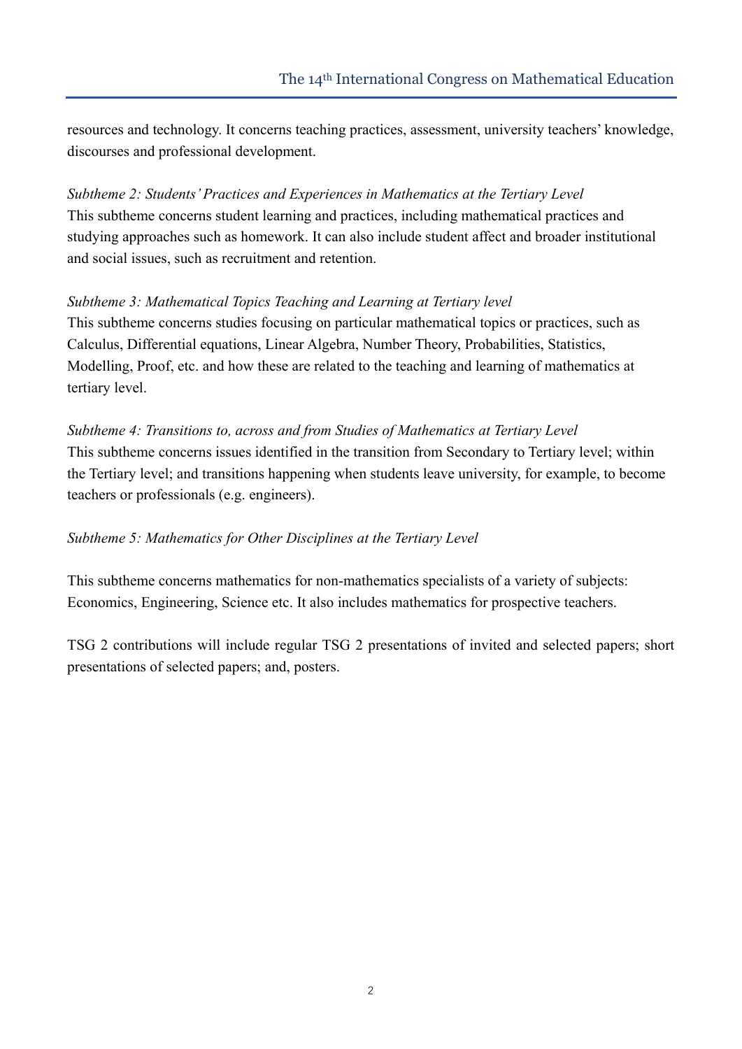resources and technology. It concerns teaching practices, assessment, university teachers' knowledge, discourses and professional development.

*Subtheme 2: Students' Practices and Experiences in Mathematics at the Tertiary Level*
This subtheme concerns student learning and practices, including mathematical practices and studying approaches such as homework. It can also include student affect and broader institutional and social issues, such as recruitment and retention.

*Subtheme 3: Mathematical Topics Teaching and Learning at Tertiary level*
This subtheme concerns studies focusing on particular mathematical topics or practices, such as Calculus, Differential equations, Linear Algebra, Number Theory, Probabilities, Statistics, Modelling, Proof, etc. and how these are related to the teaching and learning of mathematics at tertiary level.

*Subtheme 4: Transitions to, across and from Studies of Mathematics at Tertiary Level*
This subtheme concerns issues identified in the transition from Secondary to Tertiary level; within the Tertiary level; and transitions happening when students leave university, for example, to become teachers or professionals (e.g. engineers).

*Subtheme 5: Mathematics for Other Disciplines at the Tertiary Level*

This subtheme concerns mathematics for non-mathematics specialists of a variety of subjects: Economics, Engineering, Science etc. It also includes mathematics for prospective teachers.

TSG 2 contributions will include regular TSG 2 presentations of invited and selected papers; short presentations of selected papers; and, posters.